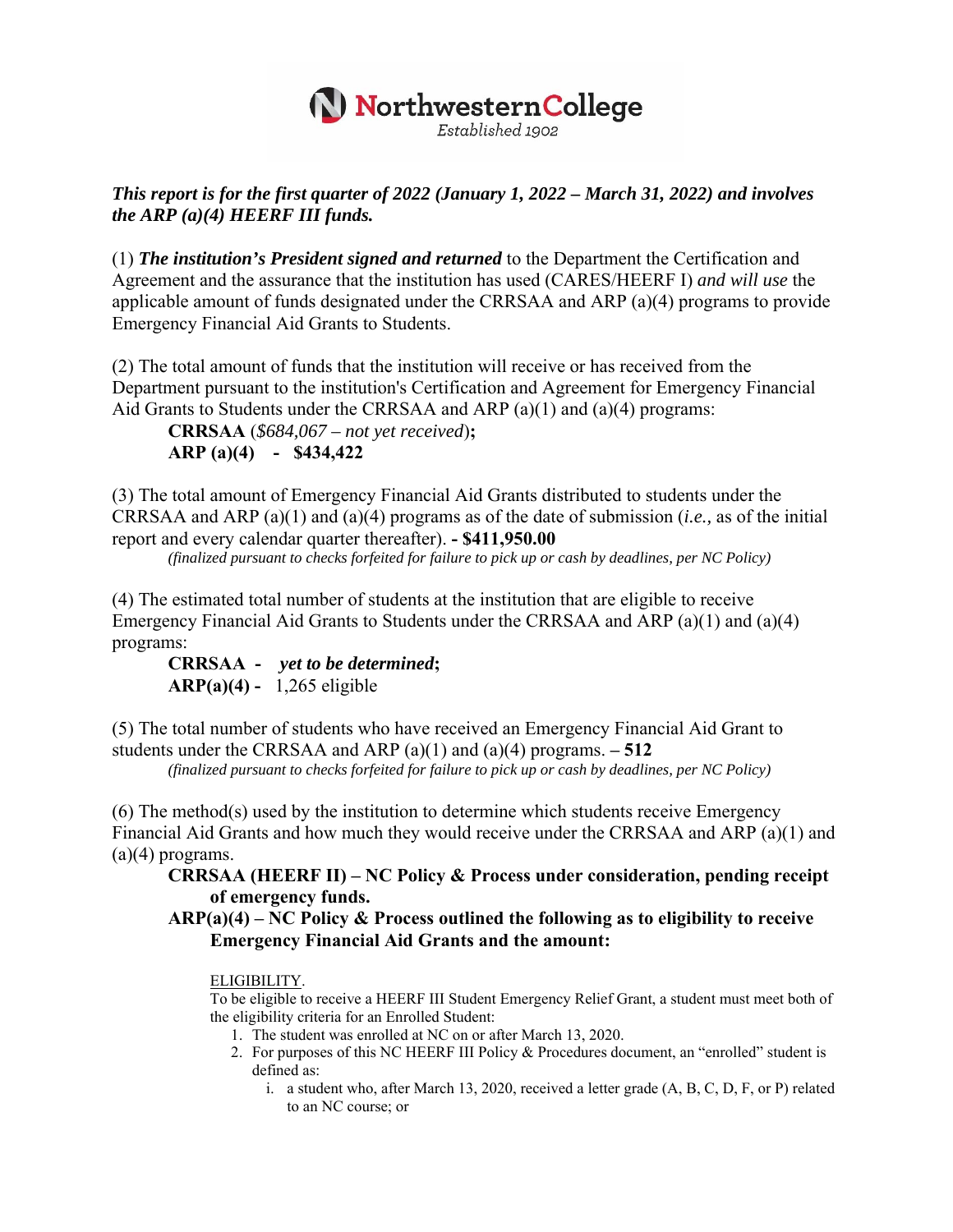**NorthwesternCollege**
*Established 1902*

***This report is for the first quarter of 2022 (January 1, 2022 – March 31, 2022) and involves the ARP (a)(4) HEERF III funds.***

(1) ***The institution's President signed and returned*** to the Department the Certification and Agreement and the assurance that the institution has used (CARES/HEERF I) *and will use* the applicable amount of funds designated under the CRRSAA and ARP (a)(4) programs to provide Emergency Financial Aid Grants to Students.

(2) The total amount of funds that the institution will receive or has received from the Department pursuant to the institution's Certification and Agreement for Emergency Financial Aid Grants to Students under the CRRSAA and ARP (a)(1) and (a)(4) programs:

> **CRRSAA** (*$684,067 – not yet received*)**;**
> **ARP (a)(4) - $434,422**

(3) The total amount of Emergency Financial Aid Grants distributed to students under the CRRSAA and ARP (a)(1) and (a)(4) programs as of the date of submission (*i.e.,* as of the initial report and every calendar quarter thereafter). **- $411,950.00**

> *(finalized pursuant to checks forfeited for failure to pick up or cash by deadlines, per NC Policy)*

(4) The estimated total number of students at the institution that are eligible to receive Emergency Financial Aid Grants to Students under the CRRSAA and ARP (a)(1) and (a)(4) programs:

> **CRRSAA -** ***yet to be determined*****;**
> **ARP(a)(4) -** 1,265 eligible

(5) The total number of students who have received an Emergency Financial Aid Grant to students under the CRRSAA and ARP (a)(1) and (a)(4) programs. **– 512**

> *(finalized pursuant to checks forfeited for failure to pick up or cash by deadlines, per NC Policy)*

(6) The method(s) used by the institution to determine which students receive Emergency Financial Aid Grants and how much they would receive under the CRRSAA and ARP (a)(1) and (a)(4) programs.

> **CRRSAA (HEERF II) – NC Policy & Process under consideration, pending receipt of emergency funds.**
>
> **ARP(a)(4) – NC Policy & Process outlined the following as to eligibility to receive Emergency Financial Aid Grants and the amount:**
>
> ELIGIBILITY.
> To be eligible to receive a HEERF III Student Emergency Relief Grant, a student must meet both of the eligibility criteria for an Enrolled Student:
>
> 1. The student was enrolled at NC on or after March 13, 2020.
> 2. For purposes of this NC HEERF III Policy & Procedures document, an "enrolled" student is defined as:
>     i. a student who, after March 13, 2020, received a letter grade (A, B, C, D, F, or P) related to an NC course; or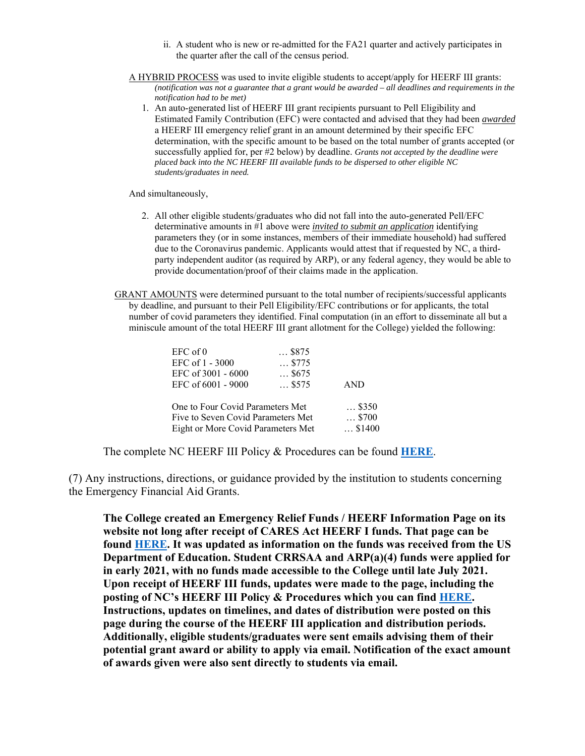ii. A student who is new or re-admitted for the FA21 quarter and actively participates in the quarter after the call of the census period.

A HYBRID PROCESS was used to invite eligible students to accept/apply for HEERF III grants:
*(notification was not a guarantee that a grant would be awarded – all deadlines and requirements in the notification had to be met)*

1. An auto-generated list of HEERF III grant recipients pursuant to Pell Eligibility and Estimated Family Contribution (EFC) were contacted and advised that they had been ***awarded*** a HEERF III emergency relief grant in an amount determined by their specific EFC determination, with the specific amount to be based on the total number of grants accepted (or successfully applied for, per #2 below) by deadline. *Grants not accepted by the deadline were placed back into the NC HEERF III available funds to be dispersed to other eligible NC students/graduates in need.*

And simultaneously,

2. All other eligible students/graduates who did not fall into the auto-generated Pell/EFC determinative amounts in #1 above were ***invited to submit an application*** identifying parameters they (or in some instances, members of their immediate household) had suffered due to the Coronavirus pandemic. Applicants would attest that if requested by NC, a third-party independent auditor (as required by ARP), or any federal agency, they would be able to provide documentation/proof of their claims made in the application.

GRANT AMOUNTS were determined pursuant to the total number of recipients/successful applicants by deadline, and pursuant to their Pell Eligibility/EFC contributions or for applicants, the total number of covid parameters they identified. Final computation (in an effort to disseminate all but a miniscule amount of the total HEERF III grant allotment for the College) yielded the following:

| | | |
|---|---|---|
| EFC of 0 | … $875 | |
| EFC of 1 - 3000 | … $775 | |
| EFC of 3001 - 6000 | … $675 | |
| EFC of 6001 - 9000 | … $575 | AND |

| | |
|---|---|
| One to Four Covid Parameters Met | … $350 |
| Five to Seven Covid Parameters Met | … $700 |
| Eight or More Covid Parameters Met | … $1400 |

The complete NC HEERF III Policy & Procedures can be found **HERE**.

(7) Any instructions, directions, or guidance provided by the institution to students concerning the Emergency Financial Aid Grants.

**The College created an Emergency Relief Funds / HEERF Information Page on its website not long after receipt of CARES Act HEERF I funds. That page can be found HERE. It was updated as information on the funds was received from the US Department of Education. Student CRRSAA and ARP(a)(4) funds were applied for in early 2021, with no funds made accessible to the College until late July 2021. Upon receipt of HEERF III funds, updates were made to the page, including the posting of NC's HEERF III Policy & Procedures which you can find HERE. Instructions, updates on timelines, and dates of distribution were posted on this page during the course of the HEERF III application and distribution periods. Additionally, eligible students/graduates were sent emails advising them of their potential grant award or ability to apply via email. Notification of the exact amount of awards given were also sent directly to students via email.**